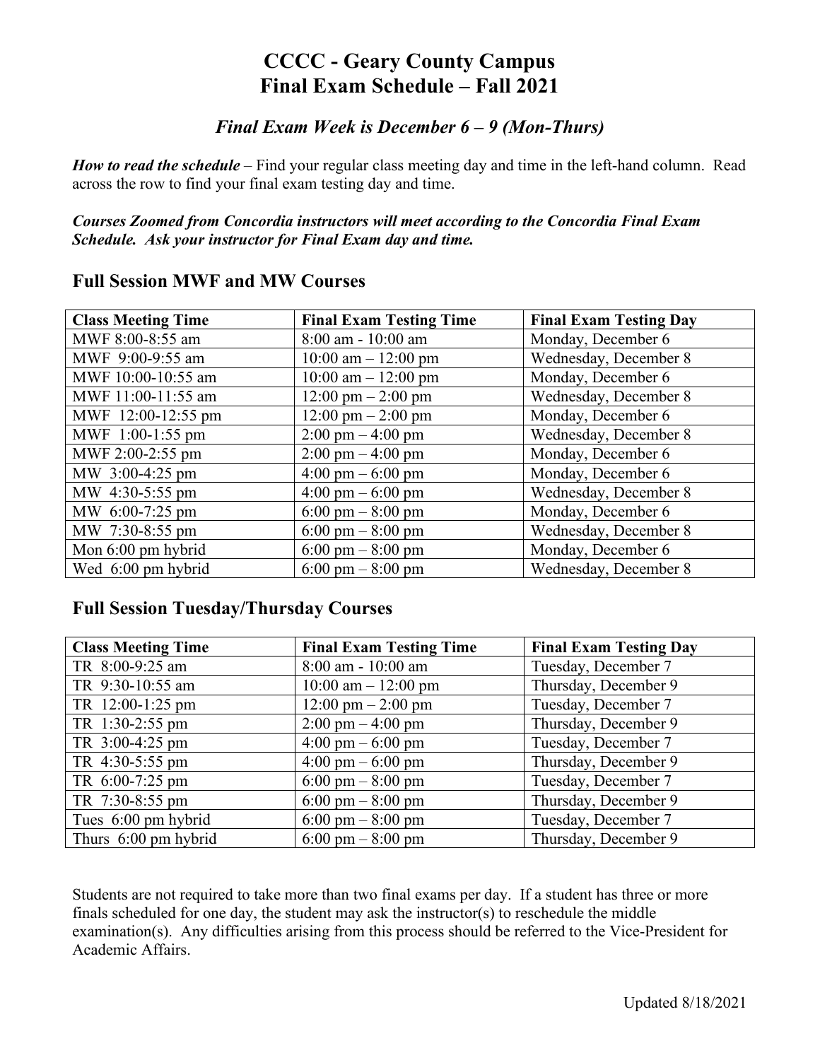# CCCC - Geary County Campus
# Final Exam Schedule – Fall 2021

### *Final Exam Week is December 6 – 9 (Mon-Thurs)*

***How to read the schedule*** – Find your regular class meeting day and time in the left-hand column. Read across the row to find your final exam testing day and time.

***Courses Zoomed from Concordia instructors will meet according to the Concordia Final Exam Schedule. Ask your instructor for Final Exam day and time.***

## Full Session MWF and MW Courses

| Class Meeting Time | Final Exam Testing Time | Final Exam Testing Day |
|---|---|---|
| MWF 8:00-8:55 am | 8:00 am - 10:00 am | Monday, December 6 |
| MWF 9:00-9:55 am | 10:00 am – 12:00 pm | Wednesday, December 8 |
| MWF 10:00-10:55 am | 10:00 am – 12:00 pm | Monday, December 6 |
| MWF 11:00-11:55 am | 12:00 pm – 2:00 pm | Wednesday, December 8 |
| MWF 12:00-12:55 pm | 12:00 pm – 2:00 pm | Monday, December 6 |
| MWF 1:00-1:55 pm | 2:00 pm – 4:00 pm | Wednesday, December 8 |
| MWF 2:00-2:55 pm | 2:00 pm – 4:00 pm | Monday, December 6 |
| MW 3:00-4:25 pm | 4:00 pm – 6:00 pm | Monday, December 6 |
| MW 4:30-5:55 pm | 4:00 pm – 6:00 pm | Wednesday, December 8 |
| MW 6:00-7:25 pm | 6:00 pm – 8:00 pm | Monday, December 6 |
| MW 7:30-8:55 pm | 6:00 pm – 8:00 pm | Wednesday, December 8 |
| Mon 6:00 pm hybrid | 6:00 pm – 8:00 pm | Monday, December 6 |
| Wed 6:00 pm hybrid | 6:00 pm – 8:00 pm | Wednesday, December 8 |

## Full Session Tuesday/Thursday Courses

| Class Meeting Time | Final Exam Testing Time | Final Exam Testing Day |
|---|---|---|
| TR 8:00-9:25 am | 8:00 am - 10:00 am | Tuesday, December 7 |
| TR 9:30-10:55 am | 10:00 am – 12:00 pm | Thursday, December 9 |
| TR 12:00-1:25 pm | 12:00 pm – 2:00 pm | Tuesday, December 7 |
| TR 1:30-2:55 pm | 2:00 pm – 4:00 pm | Thursday, December 9 |
| TR 3:00-4:25 pm | 4:00 pm – 6:00 pm | Tuesday, December 7 |
| TR 4:30-5:55 pm | 4:00 pm – 6:00 pm | Thursday, December 9 |
| TR 6:00-7:25 pm | 6:00 pm – 8:00 pm | Tuesday, December 7 |
| TR 7:30-8:55 pm | 6:00 pm – 8:00 pm | Thursday, December 9 |
| Tues 6:00 pm hybrid | 6:00 pm – 8:00 pm | Tuesday, December 7 |
| Thurs 6:00 pm hybrid | 6:00 pm – 8:00 pm | Thursday, December 9 |

Students are not required to take more than two final exams per day. If a student has three or more finals scheduled for one day, the student may ask the instructor(s) to reschedule the middle examination(s). Any difficulties arising from this process should be referred to the Vice-President for Academic Affairs.

Updated 8/18/2021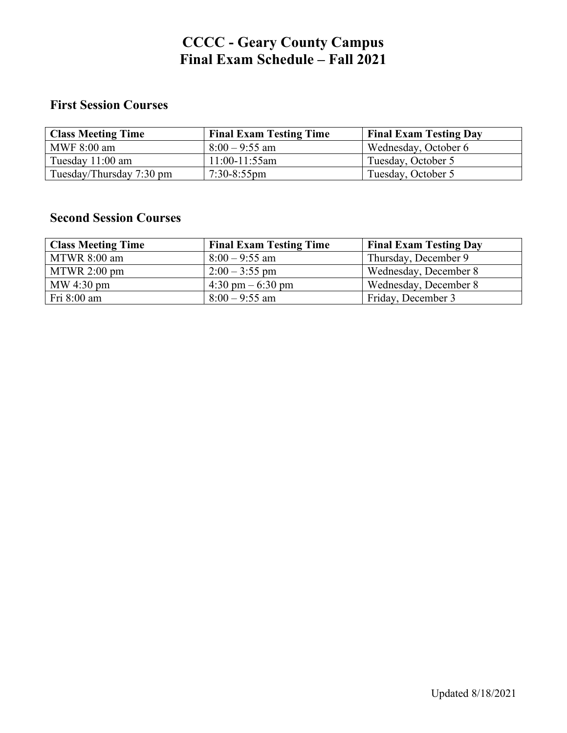# CCCC - Geary County Campus
# Final Exam Schedule – Fall 2021

## First Session Courses

| Class Meeting Time | Final Exam Testing Time | Final Exam Testing Day |
| --- | --- | --- |
| MWF 8:00 am | 8:00 – 9:55 am | Wednesday, October 6 |
| Tuesday 11:00 am | 11:00-11:55am | Tuesday, October 5 |
| Tuesday/Thursday 7:30 pm | 7:30-8:55pm | Tuesday, October 5 |

## Second Session Courses

| Class Meeting Time | Final Exam Testing Time | Final Exam Testing Day |
| --- | --- | --- |
| MTWR 8:00 am | 8:00 – 9:55 am | Thursday, December 9 |
| MTWR 2:00 pm | 2:00 – 3:55 pm | Wednesday, December 8 |
| MW 4:30 pm | 4:30 pm – 6:30 pm | Wednesday, December 8 |
| Fri 8:00 am | 8:00 – 9:55 am | Friday, December 3 |

Updated 8/18/2021